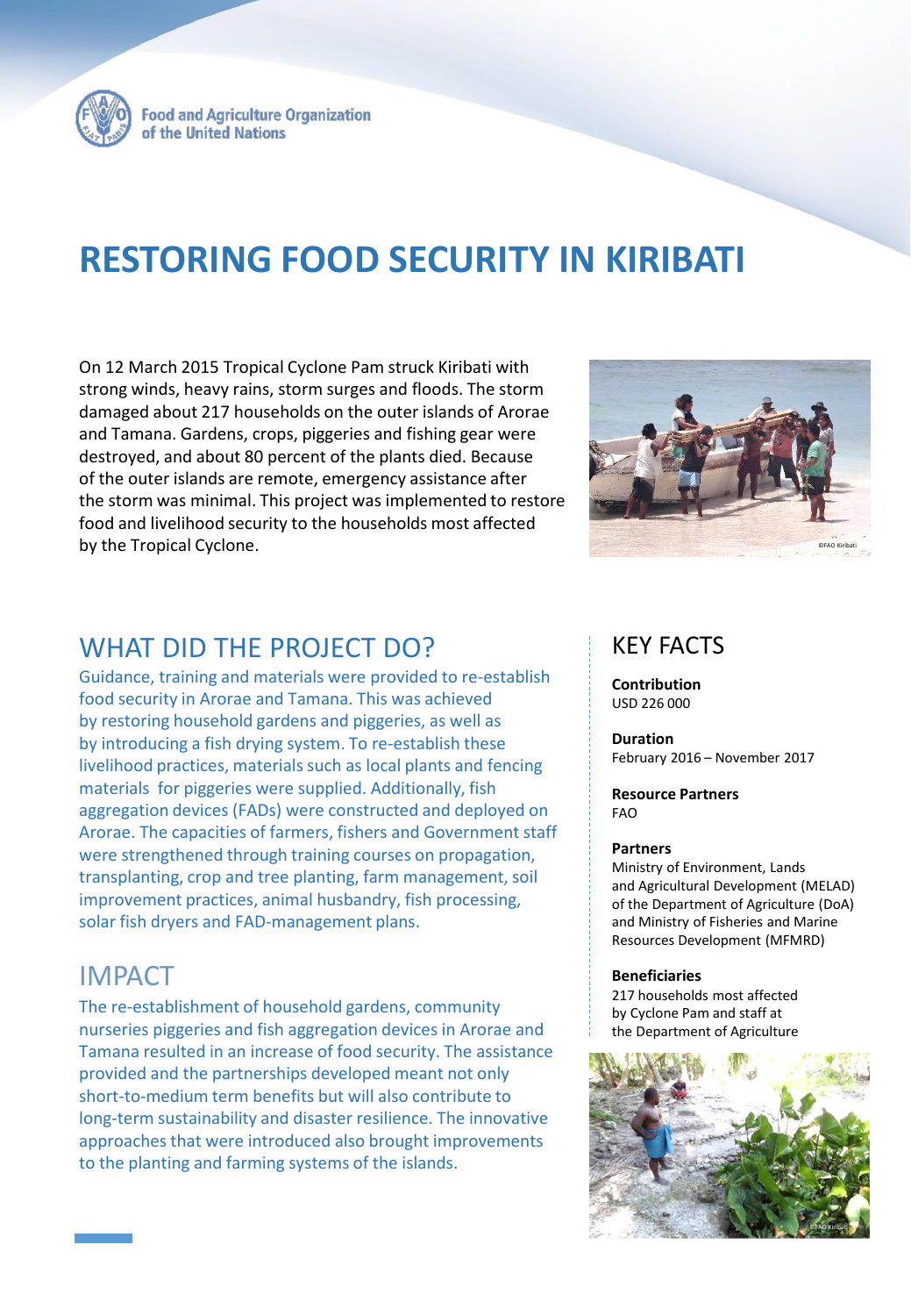Food and Agriculture Organization of the United Nations

# RESTORING FOOD SECURITY IN KIRIBATI

On 12 March 2015 Tropical Cyclone Pam struck Kiribati with strong winds, heavy rains, storm surges and floods. The storm damaged about 217 households on the outer islands of Arorae and Tamana. Gardens, crops, piggeries and fishing gear were destroyed, and about 80 percent of the plants died. Because of the outer islands are remote, emergency assistance after the storm was minimal. This project was implemented to restore food and livelihood security to the households most affected by the Tropical Cyclone.

©FAO Kiribati

## WHAT DID THE PROJECT DO?

Guidance, training and materials were provided to re-establish food security in Arorae and Tamana. This was achieved by restoring household gardens and piggeries, as well as by introducing a fish drying system. To re-establish these livelihood practices, materials such as local plants and fencing materials for piggeries were supplied. Additionally, fish aggregation devices (FADs) were constructed and deployed on Arorae. The capacities of farmers, fishers and Government staff were strengthened through training courses on propagation, transplanting, crop and tree planting, farm management, soil improvement practices, animal husbandry, fish processing, solar fish dryers and FAD-management plans.

## IMPACT

The re-establishment of household gardens, community nurseries piggeries and fish aggregation devices in Arorae and Tamana resulted in an increase of food security. The assistance provided and the partnerships developed meant not only short-to-medium term benefits but will also contribute to long-term sustainability and disaster resilience. The innovative approaches that were introduced also brought improvements to the planting and farming systems of the islands.

## KEY FACTS

**Contribution**
USD 226 000

**Duration**
February 2016 – November 2017

**Resource Partners**
FAO

**Partners**
Ministry of Environment, Lands and Agricultural Development (MELAD) of the Department of Agriculture (DoA) and Ministry of Fisheries and Marine Resources Development (MFMRD)

**Beneficiaries**
217 households most affected by Cyclone Pam and staff at the Department of Agriculture

©FAO Kiribati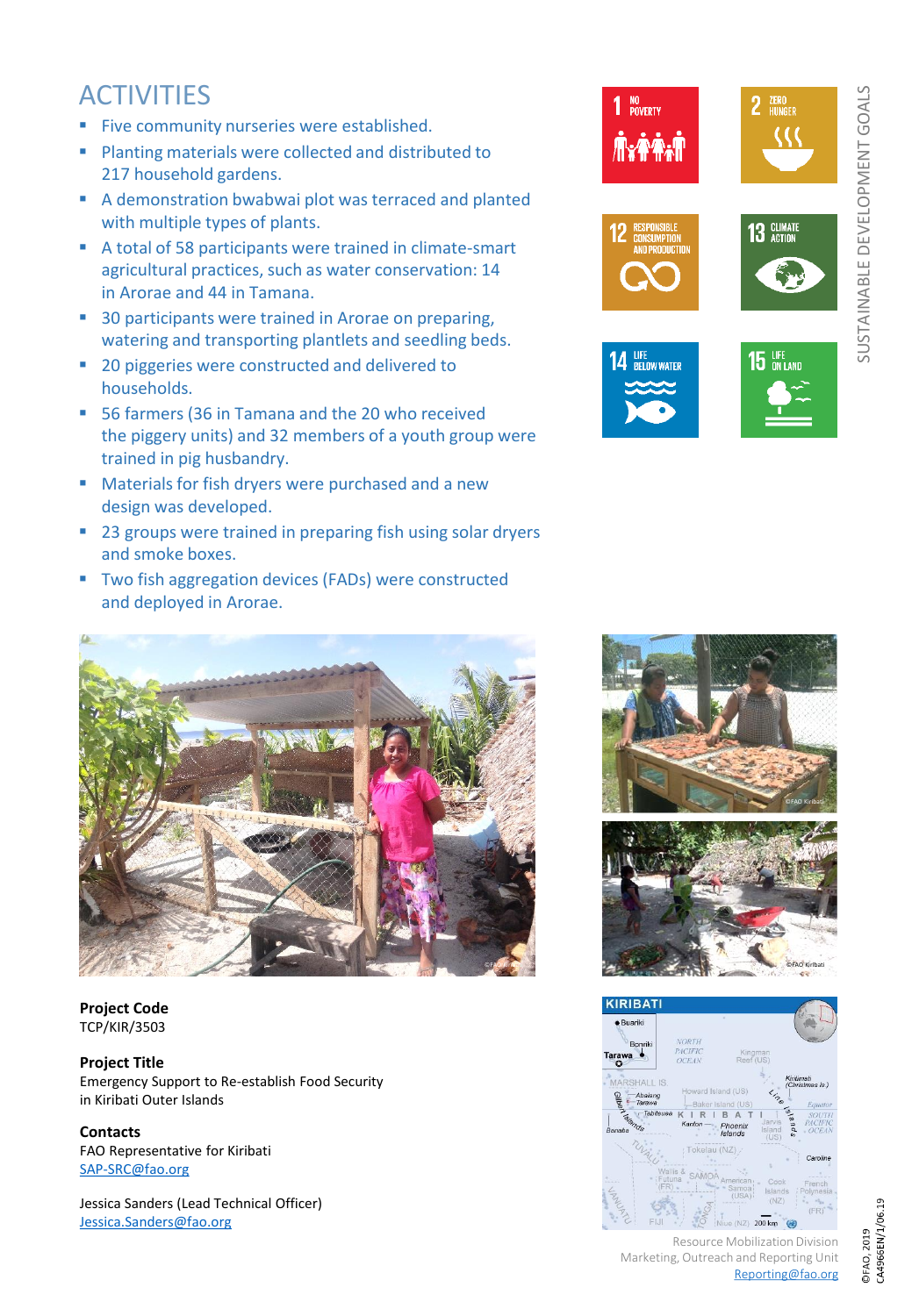## ACTIVITIES

- Five community nurseries were established.
- Planting materials were collected and distributed to 217 household gardens.
- A demonstration bwabwai plot was terraced and planted with multiple types of plants.
- A total of 58 participants were trained in climate-smart agricultural practices, such as water conservation: 14 in Arorae and 44 in Tamana.
- 30 participants were trained in Arorae on preparing, watering and transporting plantlets and seedling beds.
- 20 piggeries were constructed and delivered to households.
- 56 farmers (36 in Tamana and the 20 who received the piggery units) and 32 members of a youth group were trained in pig husbandry.
- Materials for fish dryers were purchased and a new design was developed.
- 23 groups were trained in preparing fish using solar dryers and smoke boxes.
- Two fish aggregation devices (FADs) were constructed and deployed in Arorae.

SUSTAINABLE DEVELOPMENT GOALS

1 NO POVERTY
2 ZERO HUNGER
12 RESPONSIBLE CONSUMPTION AND PRODUCTION
13 CLIMATE ACTION
14 LIFE BELOW WATER
15 LIFE ON LAND

**Project Code**
TCP/KIR/3503

**Project Title**
Emergency Support to Re-establish Food Security in Kiribati Outer Islands

**Contacts**
FAO Representative for Kiribati
SAP-SRC@fao.org

Jessica Sanders (Lead Technical Officer)
Jessica.Sanders@fao.org

Resource Mobilization Division
Marketing, Outreach and Reporting Unit
Reporting@fao.org

©FAO, 2019
CA4966EN/1/06.19